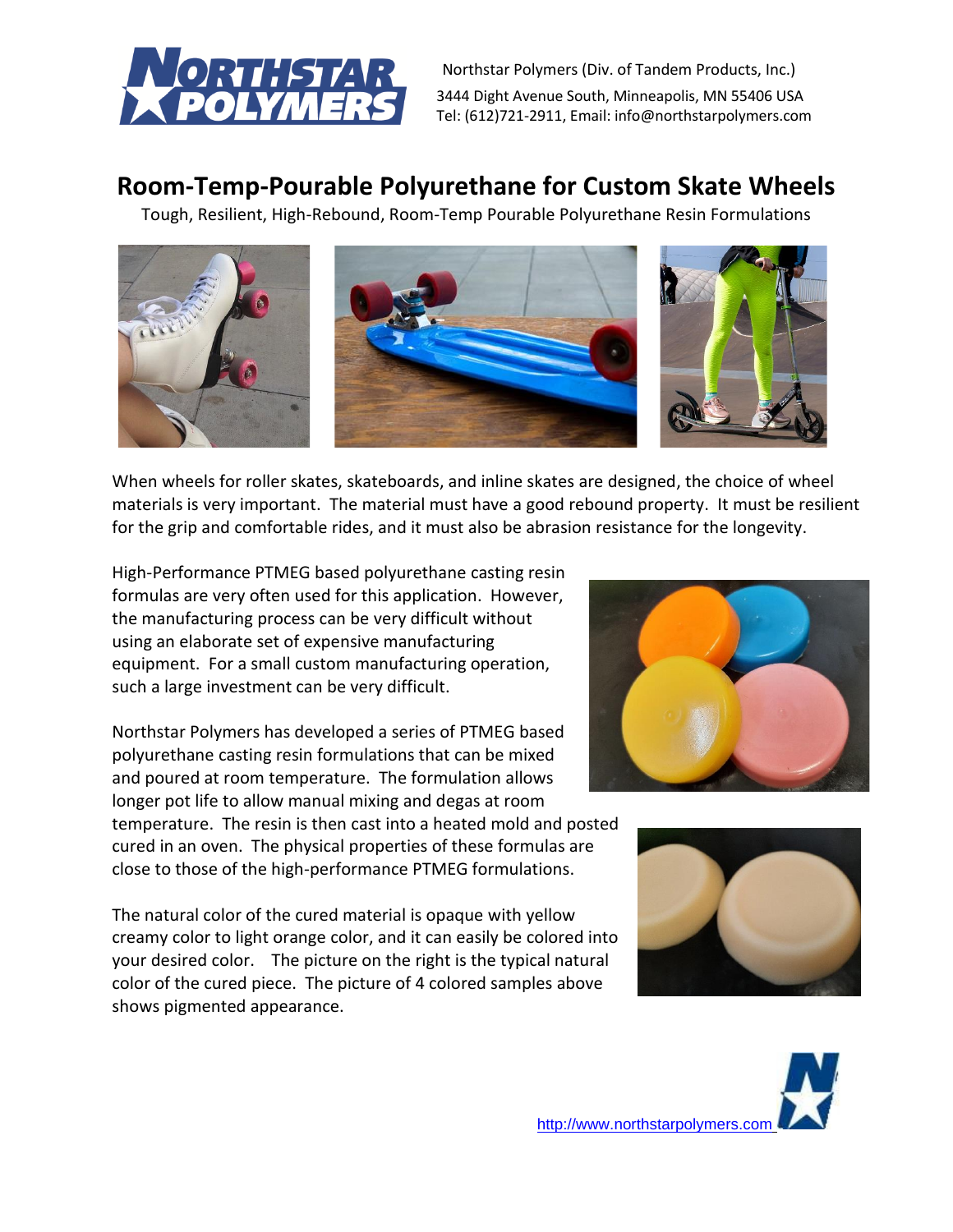Northstar Polymers (Div. of Tandem Products, Inc.)
3444 Dight Avenue South, Minneapolis, MN 55406 USA
Tel: (612)721-2911, Email: info@northstarpolymers.com

# Room-Temp-Pourable Polyurethane for Custom Skate Wheels

Tough, Resilient, High-Rebound, Room-Temp Pourable Polyurethane Resin Formulations

When wheels for roller skates, skateboards, and inline skates are designed, the choice of wheel materials is very important. The material must have a good rebound property. It must be resilient for the grip and comfortable rides, and it must also be abrasion resistance for the longevity.

High-Performance PTMEG based polyurethane casting resin formulas are very often used for this application. However, the manufacturing process can be very difficult without using an elaborate set of expensive manufacturing equipment. For a small custom manufacturing operation, such a large investment can be very difficult.

Northstar Polymers has developed a series of PTMEG based polyurethane casting resin formulations that can be mixed and poured at room temperature. The formulation allows longer pot life to allow manual mixing and degas at room temperature. The resin is then cast into a heated mold and posted cured in an oven. The physical properties of these formulas are close to those of the high-performance PTMEG formulations.

The natural color of the cured material is opaque with yellow creamy color to light orange color, and it can easily be colored into your desired color. The picture on the right is the typical natural color of the cured piece. The picture of 4 colored samples above shows pigmented appearance.

http://www.northstarpolymers.com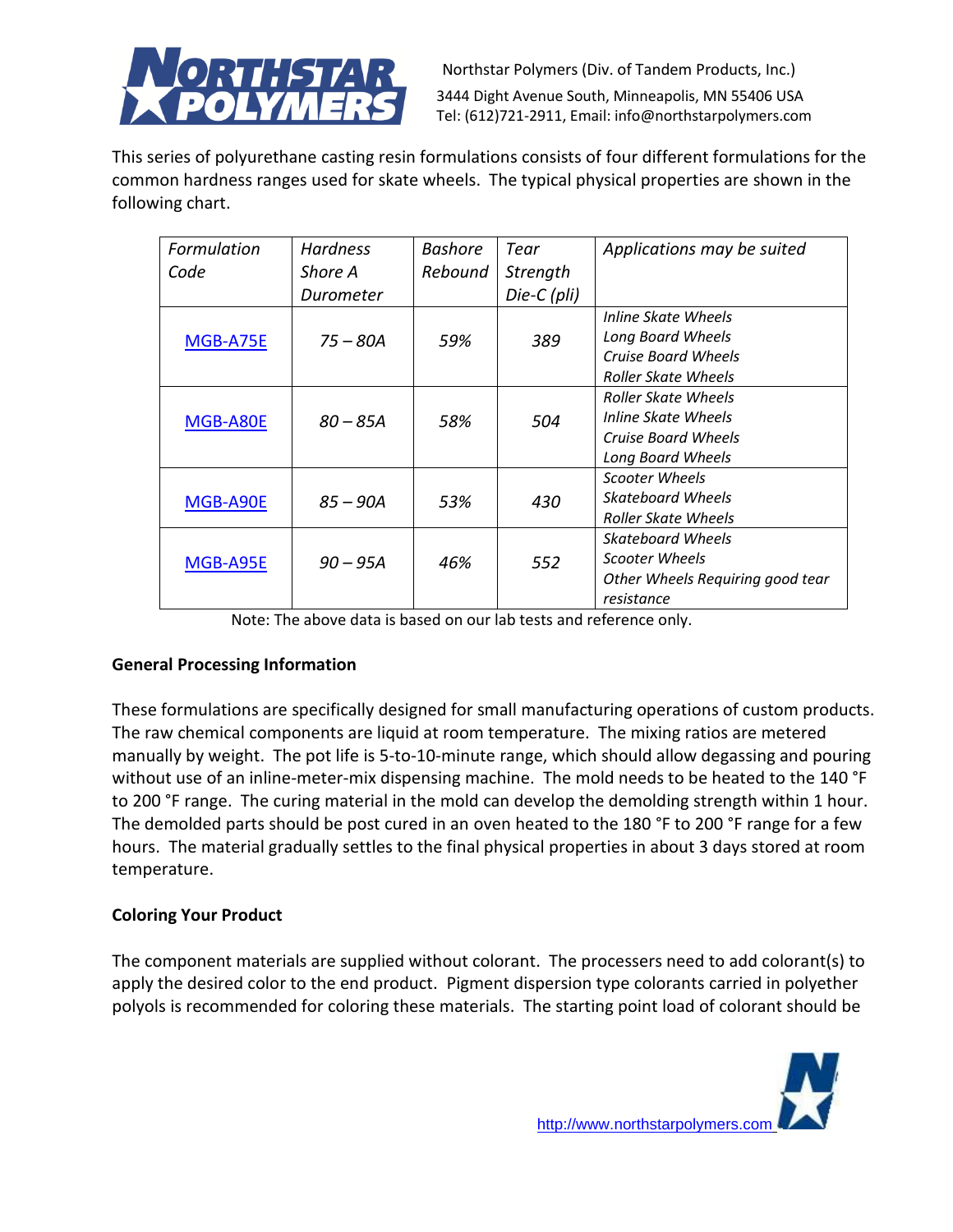Northstar Polymers (Div. of Tandem Products, Inc.)
3444 Dight Avenue South, Minneapolis, MN 55406 USA
Tel: (612)721-2911, Email: info@northstarpolymers.com

This series of polyurethane casting resin formulations consists of four different formulations for the common hardness ranges used for skate wheels. The typical physical properties are shown in the following chart.

| *Formulation Code* | *Hardness Shore A Durometer* | *Bashore Rebound* | *Tear Strength Die-C (pli)* | *Applications may be suited* |
|---|---|---|---|---|
| MGB-A75E | *75 – 80A* | *59%* | *389* | *Inline Skate Wheels*<br>*Long Board Wheels*<br>*Cruise Board Wheels*<br>*Roller Skate Wheels* |
| MGB-A80E | *80 – 85A* | *58%* | *504* | *Roller Skate Wheels*<br>*Inline Skate Wheels*<br>*Cruise Board Wheels*<br>*Long Board Wheels* |
| MGB-A90E | *85 – 90A* | *53%* | *430* | *Scooter Wheels*<br>*Skateboard Wheels*<br>*Roller Skate Wheels* |
| MGB-A95E | *90 – 95A* | *46%* | *552* | *Skateboard Wheels*<br>*Scooter Wheels*<br>*Other Wheels Requiring good tear resistance* |

Note: The above data is based on our lab tests and reference only.

**General Processing Information**

These formulations are specifically designed for small manufacturing operations of custom products. The raw chemical components are liquid at room temperature. The mixing ratios are metered manually by weight. The pot life is 5-to-10-minute range, which should allow degassing and pouring without use of an inline-meter-mix dispensing machine. The mold needs to be heated to the 140 °F to 200 °F range. The curing material in the mold can develop the demolding strength within 1 hour. The demolded parts should be post cured in an oven heated to the 180 °F to 200 °F range for a few hours. The material gradually settles to the final physical properties in about 3 days stored at room temperature.

**Coloring Your Product**

The component materials are supplied without colorant. The processers need to add colorant(s) to apply the desired color to the end product. Pigment dispersion type colorants carried in polyether polyols is recommended for coloring these materials. The starting point load of colorant should be

http://www.northstarpolymers.com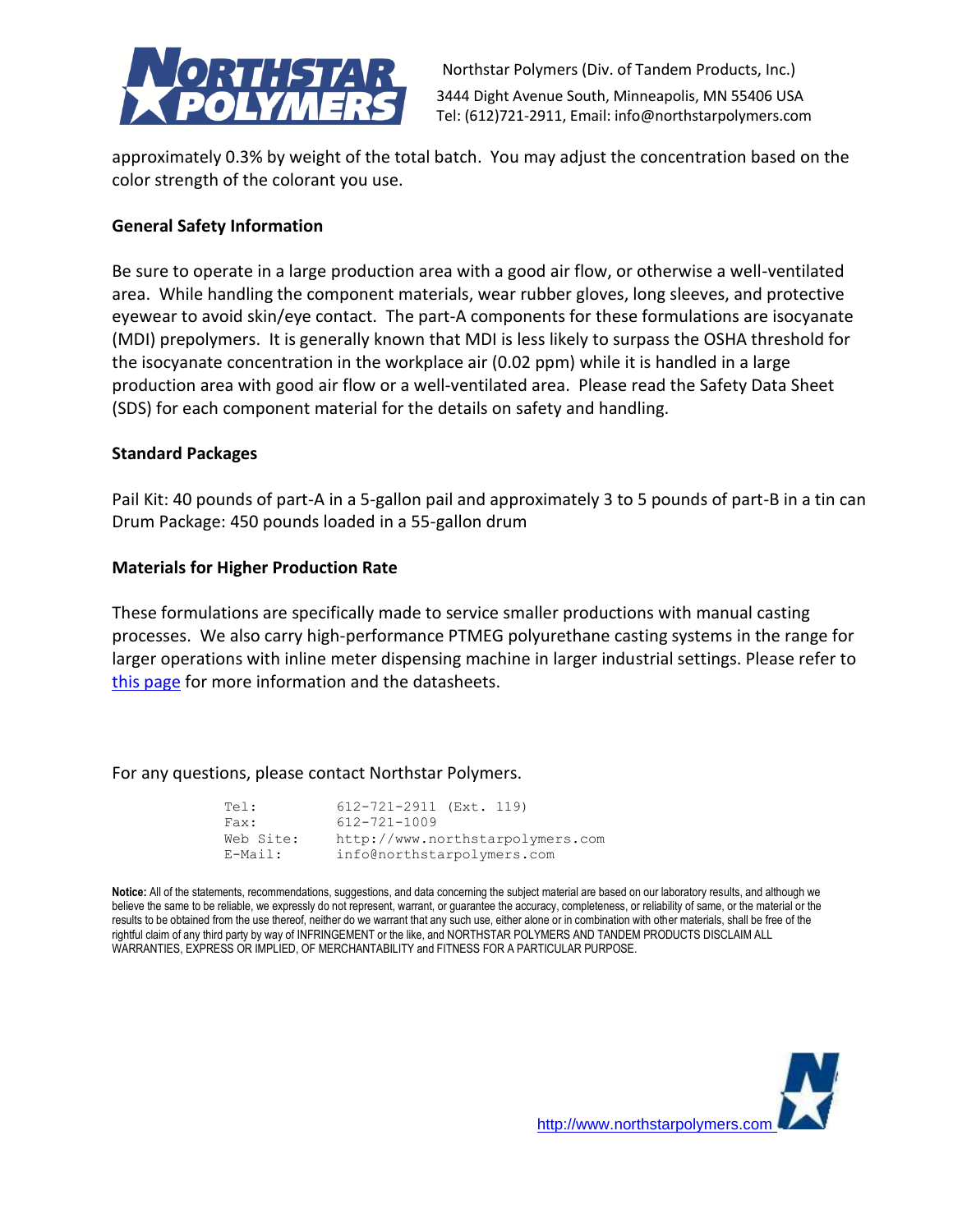approximately 0.3% by weight of the total batch. You may adjust the concentration based on the color strength of the colorant you use.

**General Safety Information**

Be sure to operate in a large production area with a good air flow, or otherwise a well-ventilated area. While handling the component materials, wear rubber gloves, long sleeves, and protective eyewear to avoid skin/eye contact. The part-A components for these formulations are isocyanate (MDI) prepolymers. It is generally known that MDI is less likely to surpass the OSHA threshold for the isocyanate concentration in the workplace air (0.02 ppm) while it is handled in a large production area with good air flow or a well-ventilated area. Please read the Safety Data Sheet (SDS) for each component material for the details on safety and handling.

**Standard Packages**

Pail Kit: 40 pounds of part-A in a 5-gallon pail and approximately 3 to 5 pounds of part-B in a tin can
Drum Package: 450 pounds loaded in a 55-gallon drum

**Materials for Higher Production Rate**

These formulations are specifically made to service smaller productions with manual casting processes. We also carry high-performance PTMEG polyurethane casting systems in the range for larger operations with inline meter dispensing machine in larger industrial settings. Please refer to this page for more information and the datasheets.

For any questions, please contact Northstar Polymers.

```
Tel:        612-721-2911 (Ext. 119)
Fax:        612-721-1009
Web Site:   http://www.northstarpolymers.com
E-Mail:     info@northstarpolymers.com
```

**Notice:** All of the statements, recommendations, suggestions, and data concerning the subject material are based on our laboratory results, and although we believe the same to be reliable, we expressly do not represent, warrant, or guarantee the accuracy, completeness, or reliability of same, or the material or the results to be obtained from the use thereof, neither do we warrant that any such use, either alone or in combination with other materials, shall be free of the rightful claim of any third party by way of INFRINGEMENT or the like, and NORTHSTAR POLYMERS AND TANDEM PRODUCTS DISCLAIM ALL WARRANTIES, EXPRESS OR IMPLIED, OF MERCHANTABILITY and FITNESS FOR A PARTICULAR PURPOSE.